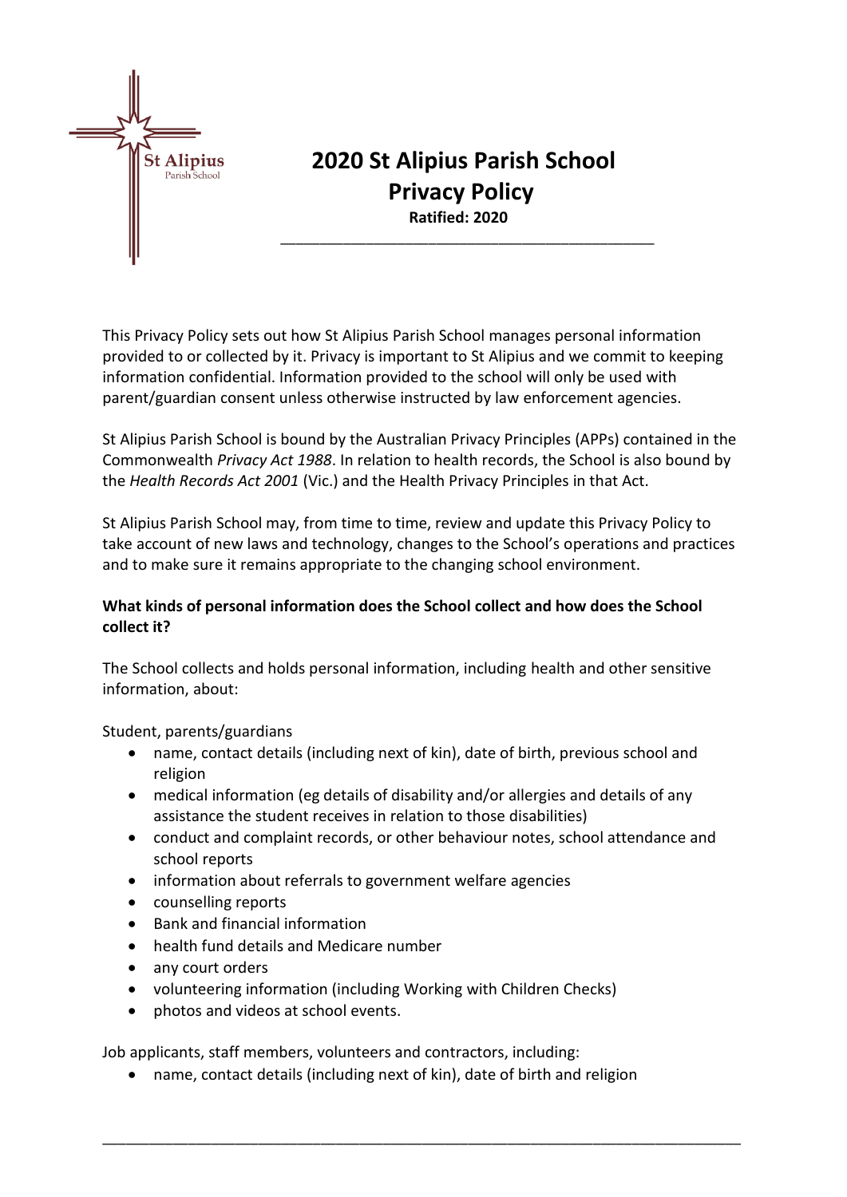# 2020 St Alipius Parish School Privacy Policy

**Ratified: 2020**

This Privacy Policy sets out how St Alipius Parish School manages personal information provided to or collected by it. Privacy is important to St Alipius and we commit to keeping information confidential. Information provided to the school will only be used with parent/guardian consent unless otherwise instructed by law enforcement agencies.

St Alipius Parish School is bound by the Australian Privacy Principles (APPs) contained in the Commonwealth *Privacy Act 1988*. In relation to health records, the School is also bound by the *Health Records Act 2001* (Vic.) and the Health Privacy Principles in that Act.

St Alipius Parish School may, from time to time, review and update this Privacy Policy to take account of new laws and technology, changes to the School's operations and practices and to make sure it remains appropriate to the changing school environment.

**What kinds of personal information does the School collect and how does the School collect it?**

The School collects and holds personal information, including health and other sensitive information, about:

Student, parents/guardians

- name, contact details (including next of kin), date of birth, previous school and religion
- medical information (eg details of disability and/or allergies and details of any assistance the student receives in relation to those disabilities)
- conduct and complaint records, or other behaviour notes, school attendance and school reports
- information about referrals to government welfare agencies
- counselling reports
- Bank and financial information
- health fund details and Medicare number
- any court orders
- volunteering information (including Working with Children Checks)
- photos and videos at school events.

Job applicants, staff members, volunteers and contractors, including:

- name, contact details (including next of kin), date of birth and religion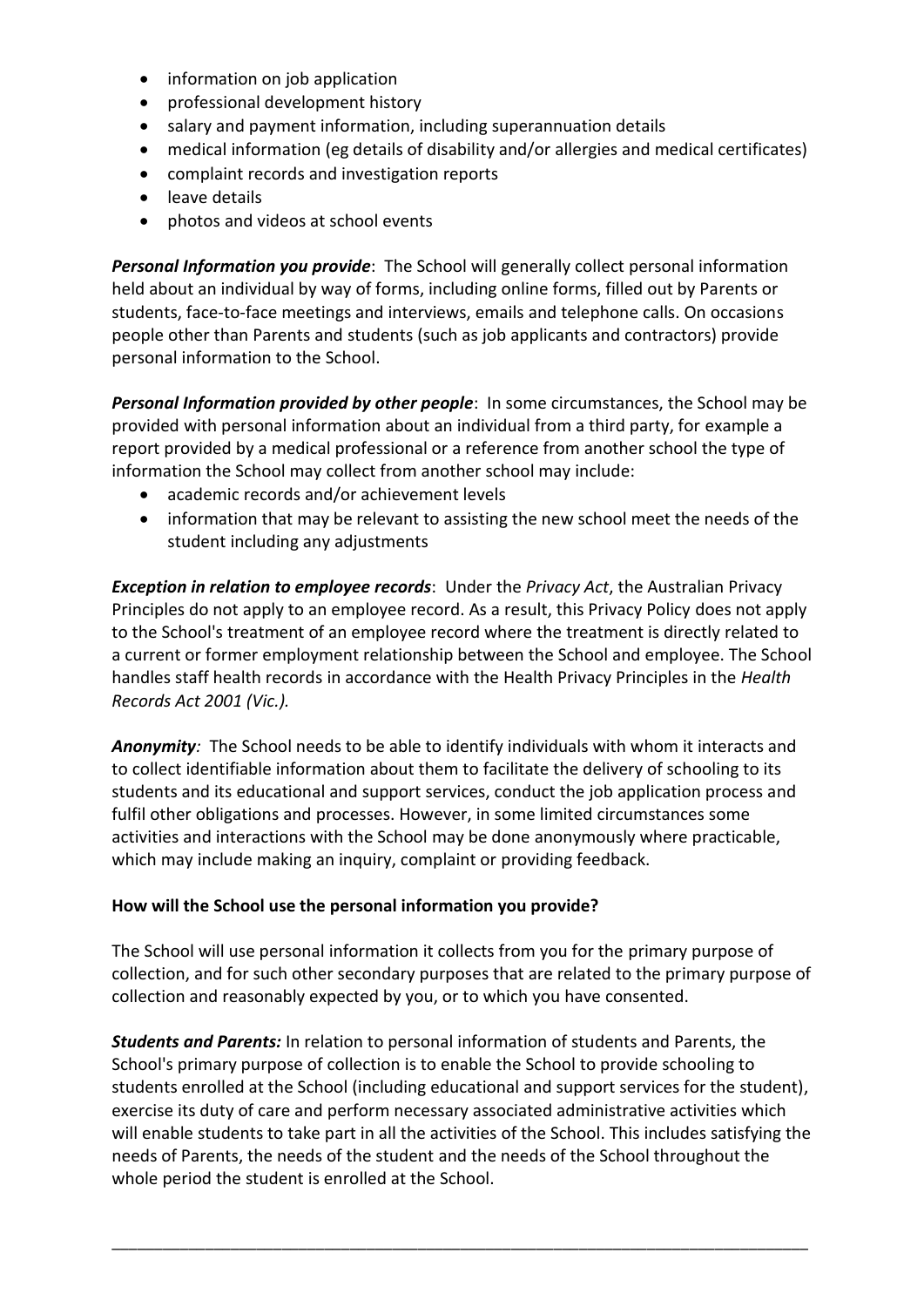- information on job application
- professional development history
- salary and payment information, including superannuation details
- medical information (eg details of disability and/or allergies and medical certificates)
- complaint records and investigation reports
- leave details
- photos and videos at school events

***Personal Information you provide***: The School will generally collect personal information held about an individual by way of forms, including online forms, filled out by Parents or students, face-to-face meetings and interviews, emails and telephone calls. On occasions people other than Parents and students (such as job applicants and contractors) provide personal information to the School.

***Personal Information provided by other people***: In some circumstances, the School may be provided with personal information about an individual from a third party, for example a report provided by a medical professional or a reference from another school the type of information the School may collect from another school may include:

- academic records and/or achievement levels
- information that may be relevant to assisting the new school meet the needs of the student including any adjustments

***Exception in relation to employee records***: Under the *Privacy Act*, the Australian Privacy Principles do not apply to an employee record. As a result, this Privacy Policy does not apply to the School's treatment of an employee record where the treatment is directly related to a current or former employment relationship between the School and employee. The School handles staff health records in accordance with the Health Privacy Principles in the *Health Records Act 2001 (Vic.).*

***Anonymity***: The School needs to be able to identify individuals with whom it interacts and to collect identifiable information about them to facilitate the delivery of schooling to its students and its educational and support services, conduct the job application process and fulfil other obligations and processes. However, in some limited circumstances some activities and interactions with the School may be done anonymously where practicable, which may include making an inquiry, complaint or providing feedback.

**How will the School use the personal information you provide?**

The School will use personal information it collects from you for the primary purpose of collection, and for such other secondary purposes that are related to the primary purpose of collection and reasonably expected by you, or to which you have consented.

***Students and Parents:*** In relation to personal information of students and Parents, the School's primary purpose of collection is to enable the School to provide schooling to students enrolled at the School (including educational and support services for the student), exercise its duty of care and perform necessary associated administrative activities which will enable students to take part in all the activities of the School. This includes satisfying the needs of Parents, the needs of the student and the needs of the School throughout the whole period the student is enrolled at the School.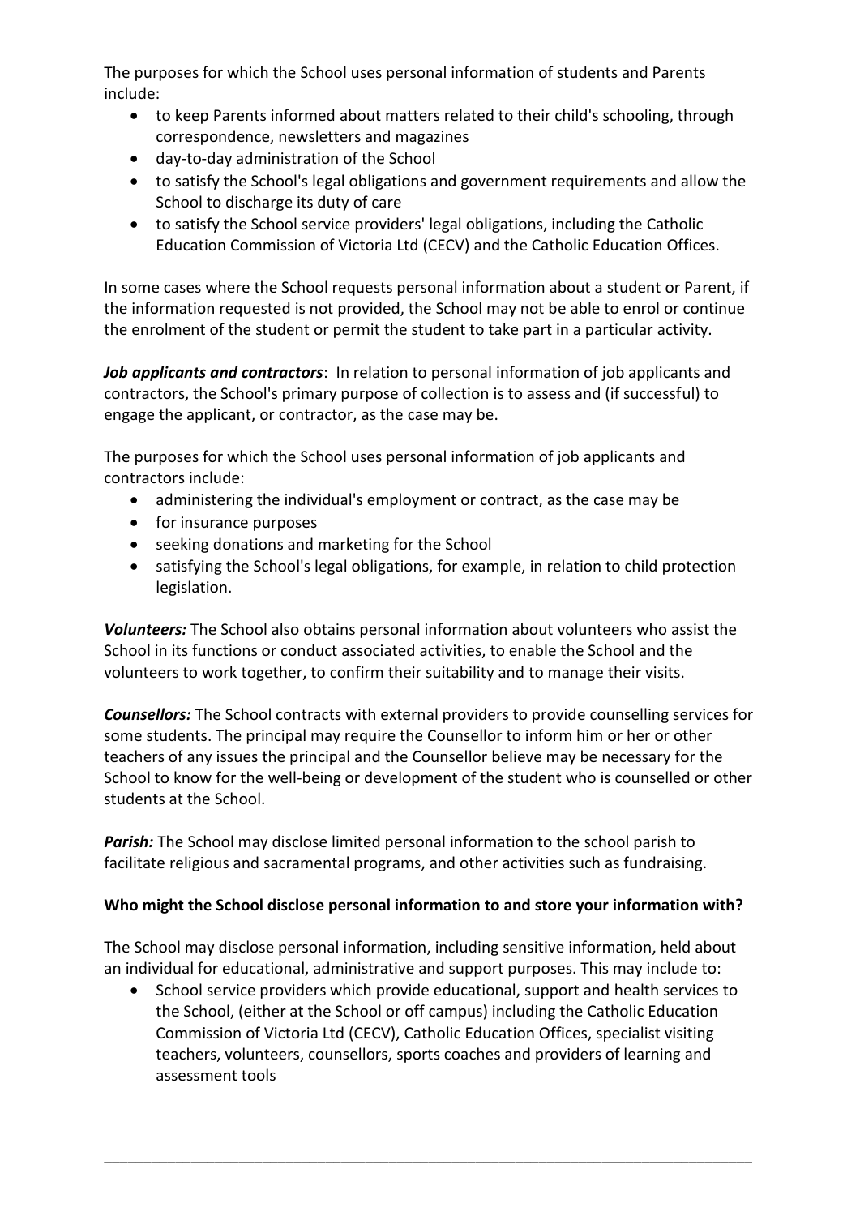The purposes for which the School uses personal information of students and Parents include:

- to keep Parents informed about matters related to their child's schooling, through correspondence, newsletters and magazines
- day-to-day administration of the School
- to satisfy the School's legal obligations and government requirements and allow the School to discharge its duty of care
- to satisfy the School service providers' legal obligations, including the Catholic Education Commission of Victoria Ltd (CECV) and the Catholic Education Offices.

In some cases where the School requests personal information about a student or Parent, if the information requested is not provided, the School may not be able to enrol or continue the enrolment of the student or permit the student to take part in a particular activity.

***Job applicants and contractors***: In relation to personal information of job applicants and contractors, the School's primary purpose of collection is to assess and (if successful) to engage the applicant, or contractor, as the case may be.

The purposes for which the School uses personal information of job applicants and contractors include:

- administering the individual's employment or contract, as the case may be
- for insurance purposes
- seeking donations and marketing for the School
- satisfying the School's legal obligations, for example, in relation to child protection legislation.

***Volunteers:*** The School also obtains personal information about volunteers who assist the School in its functions or conduct associated activities, to enable the School and the volunteers to work together, to confirm their suitability and to manage their visits.

***Counsellors:*** The School contracts with external providers to provide counselling services for some students. The principal may require the Counsellor to inform him or her or other teachers of any issues the principal and the Counsellor believe may be necessary for the School to know for the well-being or development of the student who is counselled or other students at the School.

***Parish:*** The School may disclose limited personal information to the school parish to facilitate religious and sacramental programs, and other activities such as fundraising.

**Who might the School disclose personal information to and store your information with?**

The School may disclose personal information, including sensitive information, held about an individual for educational, administrative and support purposes. This may include to:

- School service providers which provide educational, support and health services to the School, (either at the School or off campus) including the Catholic Education Commission of Victoria Ltd (CECV), Catholic Education Offices, specialist visiting teachers, volunteers, counsellors, sports coaches and providers of learning and assessment tools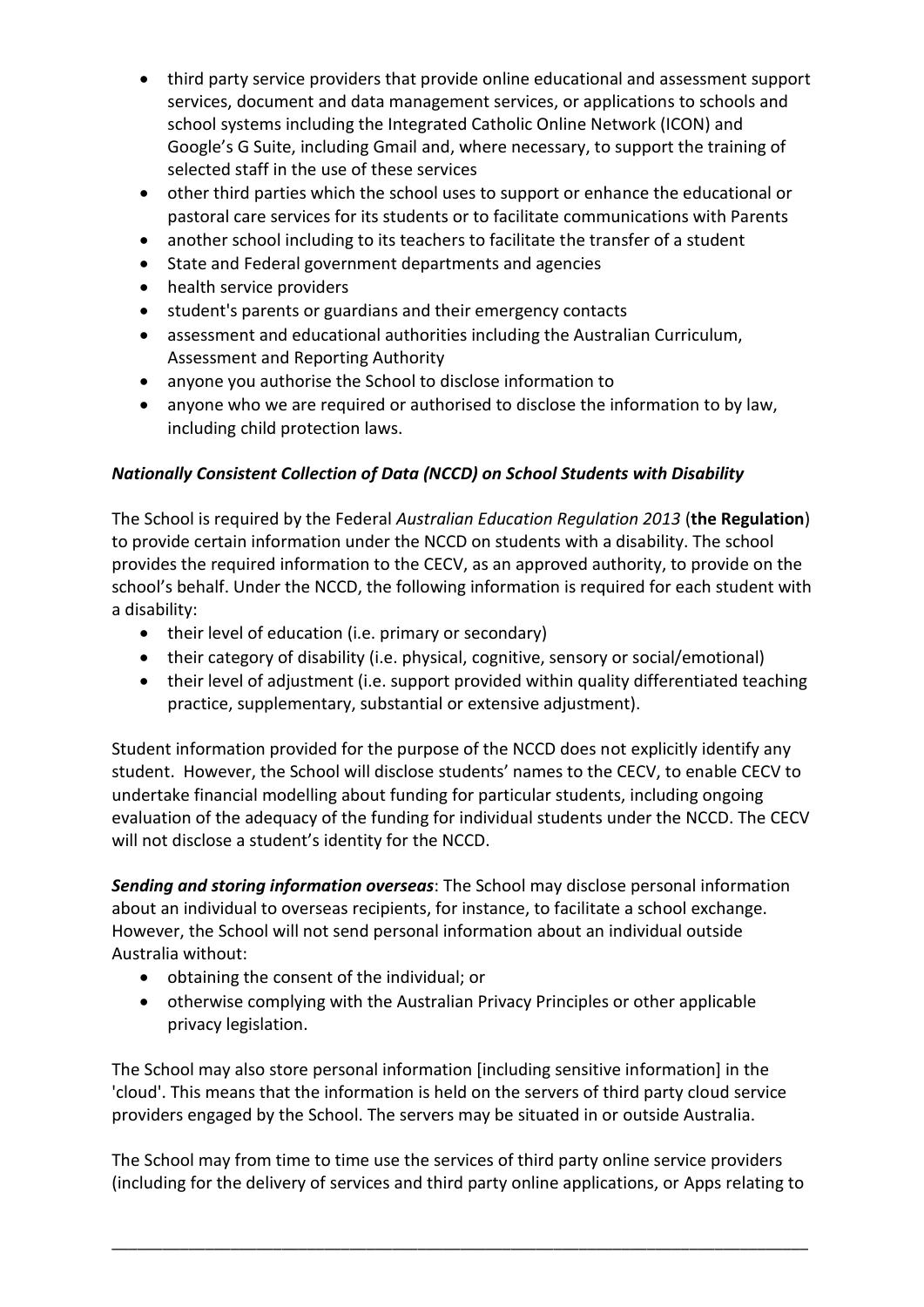- third party service providers that provide online educational and assessment support services, document and data management services, or applications to schools and school systems including the Integrated Catholic Online Network (ICON) and Google's G Suite, including Gmail and, where necessary, to support the training of selected staff in the use of these services
- other third parties which the school uses to support or enhance the educational or pastoral care services for its students or to facilitate communications with Parents
- another school including to its teachers to facilitate the transfer of a student
- State and Federal government departments and agencies
- health service providers
- student's parents or guardians and their emergency contacts
- assessment and educational authorities including the Australian Curriculum, Assessment and Reporting Authority
- anyone you authorise the School to disclose information to
- anyone who we are required or authorised to disclose the information to by law, including child protection laws.

***Nationally Consistent Collection of Data (NCCD) on School Students with Disability***

The School is required by the Federal *Australian Education Regulation 2013* (**the Regulation**) to provide certain information under the NCCD on students with a disability. The school provides the required information to the CECV, as an approved authority, to provide on the school's behalf. Under the NCCD, the following information is required for each student with a disability:

- their level of education (i.e. primary or secondary)
- their category of disability (i.e. physical, cognitive, sensory or social/emotional)
- their level of adjustment (i.e. support provided within quality differentiated teaching practice, supplementary, substantial or extensive adjustment).

Student information provided for the purpose of the NCCD does not explicitly identify any student. However, the School will disclose students' names to the CECV, to enable CECV to undertake financial modelling about funding for particular students, including ongoing evaluation of the adequacy of the funding for individual students under the NCCD. The CECV will not disclose a student's identity for the NCCD.

***Sending and storing information overseas***: The School may disclose personal information about an individual to overseas recipients, for instance, to facilitate a school exchange. However, the School will not send personal information about an individual outside Australia without:

- obtaining the consent of the individual; or
- otherwise complying with the Australian Privacy Principles or other applicable privacy legislation.

The School may also store personal information [including sensitive information] in the 'cloud'. This means that the information is held on the servers of third party cloud service providers engaged by the School. The servers may be situated in or outside Australia.

The School may from time to time use the services of third party online service providers (including for the delivery of services and third party online applications, or Apps relating to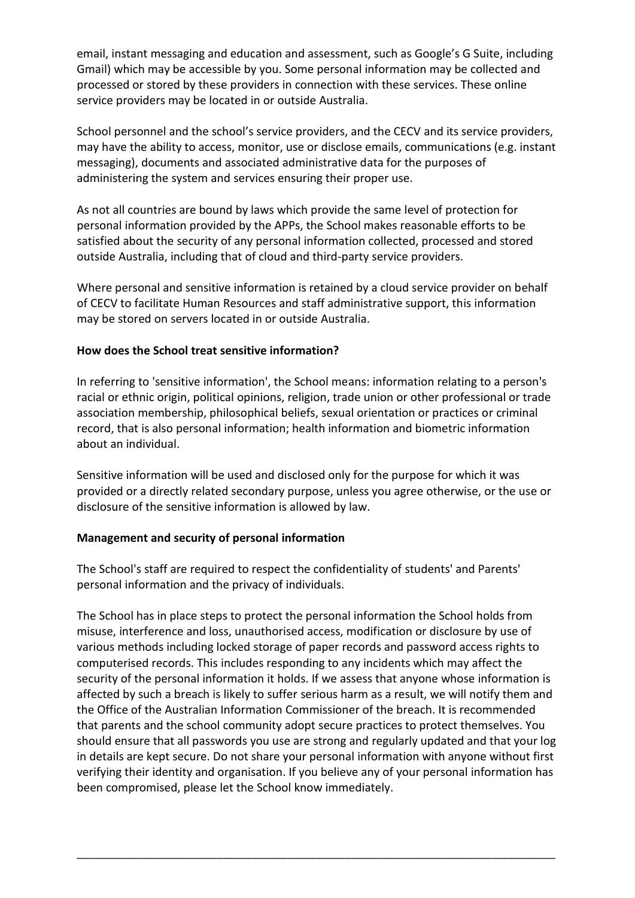email, instant messaging and education and assessment, such as Google's G Suite, including Gmail) which may be accessible by you. Some personal information may be collected and processed or stored by these providers in connection with these services. These online service providers may be located in or outside Australia.

School personnel and the school's service providers, and the CECV and its service providers, may have the ability to access, monitor, use or disclose emails, communications (e.g. instant messaging), documents and associated administrative data for the purposes of administering the system and services ensuring their proper use.

As not all countries are bound by laws which provide the same level of protection for personal information provided by the APPs, the School makes reasonable efforts to be satisfied about the security of any personal information collected, processed and stored outside Australia, including that of cloud and third-party service providers.

Where personal and sensitive information is retained by a cloud service provider on behalf of CECV to facilitate Human Resources and staff administrative support, this information may be stored on servers located in or outside Australia.

**How does the School treat sensitive information?**

In referring to 'sensitive information', the School means: information relating to a person's racial or ethnic origin, political opinions, religion, trade union or other professional or trade association membership, philosophical beliefs, sexual orientation or practices or criminal record, that is also personal information; health information and biometric information about an individual.

Sensitive information will be used and disclosed only for the purpose for which it was provided or a directly related secondary purpose, unless you agree otherwise, or the use or disclosure of the sensitive information is allowed by law.

**Management and security of personal information**

The School's staff are required to respect the confidentiality of students' and Parents' personal information and the privacy of individuals.

The School has in place steps to protect the personal information the School holds from misuse, interference and loss, unauthorised access, modification or disclosure by use of various methods including locked storage of paper records and password access rights to computerised records. This includes responding to any incidents which may affect the security of the personal information it holds. If we assess that anyone whose information is affected by such a breach is likely to suffer serious harm as a result, we will notify them and the Office of the Australian Information Commissioner of the breach. It is recommended that parents and the school community adopt secure practices to protect themselves. You should ensure that all passwords you use are strong and regularly updated and that your log in details are kept secure. Do not share your personal information with anyone without first verifying their identity and organisation. If you believe any of your personal information has been compromised, please let the School know immediately.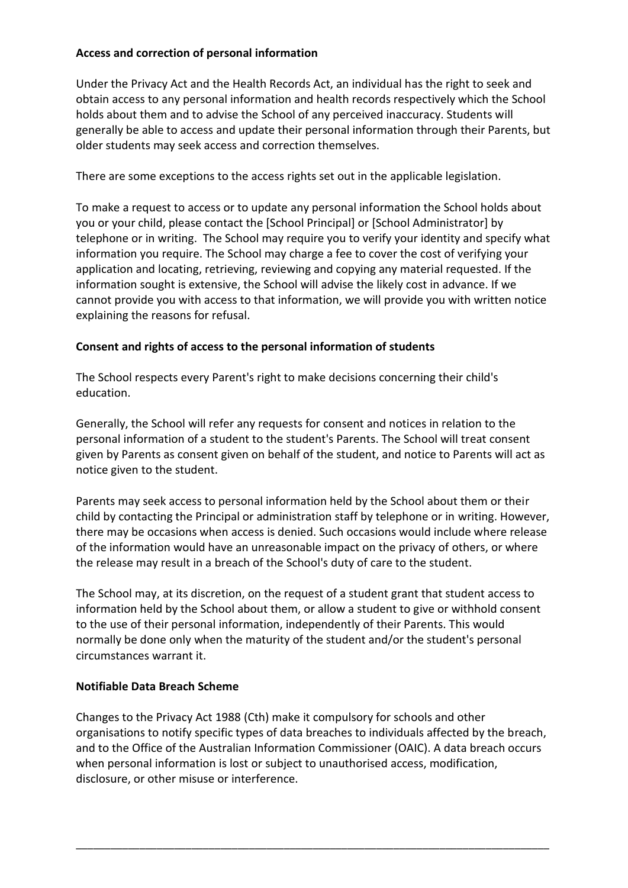**Access and correction of personal information**

Under the Privacy Act and the Health Records Act, an individual has the right to seek and obtain access to any personal information and health records respectively which the School holds about them and to advise the School of any perceived inaccuracy. Students will generally be able to access and update their personal information through their Parents, but older students may seek access and correction themselves.

There are some exceptions to the access rights set out in the applicable legislation.

To make a request to access or to update any personal information the School holds about you or your child, please contact the [School Principal] or [School Administrator] by telephone or in writing. The School may require you to verify your identity and specify what information you require. The School may charge a fee to cover the cost of verifying your application and locating, retrieving, reviewing and copying any material requested. If the information sought is extensive, the School will advise the likely cost in advance. If we cannot provide you with access to that information, we will provide you with written notice explaining the reasons for refusal.

**Consent and rights of access to the personal information of students**

The School respects every Parent's right to make decisions concerning their child's education.

Generally, the School will refer any requests for consent and notices in relation to the personal information of a student to the student's Parents. The School will treat consent given by Parents as consent given on behalf of the student, and notice to Parents will act as notice given to the student.

Parents may seek access to personal information held by the School about them or their child by contacting the Principal or administration staff by telephone or in writing. However, there may be occasions when access is denied. Such occasions would include where release of the information would have an unreasonable impact on the privacy of others, or where the release may result in a breach of the School's duty of care to the student.

The School may, at its discretion, on the request of a student grant that student access to information held by the School about them, or allow a student to give or withhold consent to the use of their personal information, independently of their Parents. This would normally be done only when the maturity of the student and/or the student's personal circumstances warrant it.

**Notifiable Data Breach Scheme**

Changes to the Privacy Act 1988 (Cth) make it compulsory for schools and other organisations to notify specific types of data breaches to individuals affected by the breach, and to the Office of the Australian Information Commissioner (OAIC). A data breach occurs when personal information is lost or subject to unauthorised access, modification, disclosure, or other misuse or interference.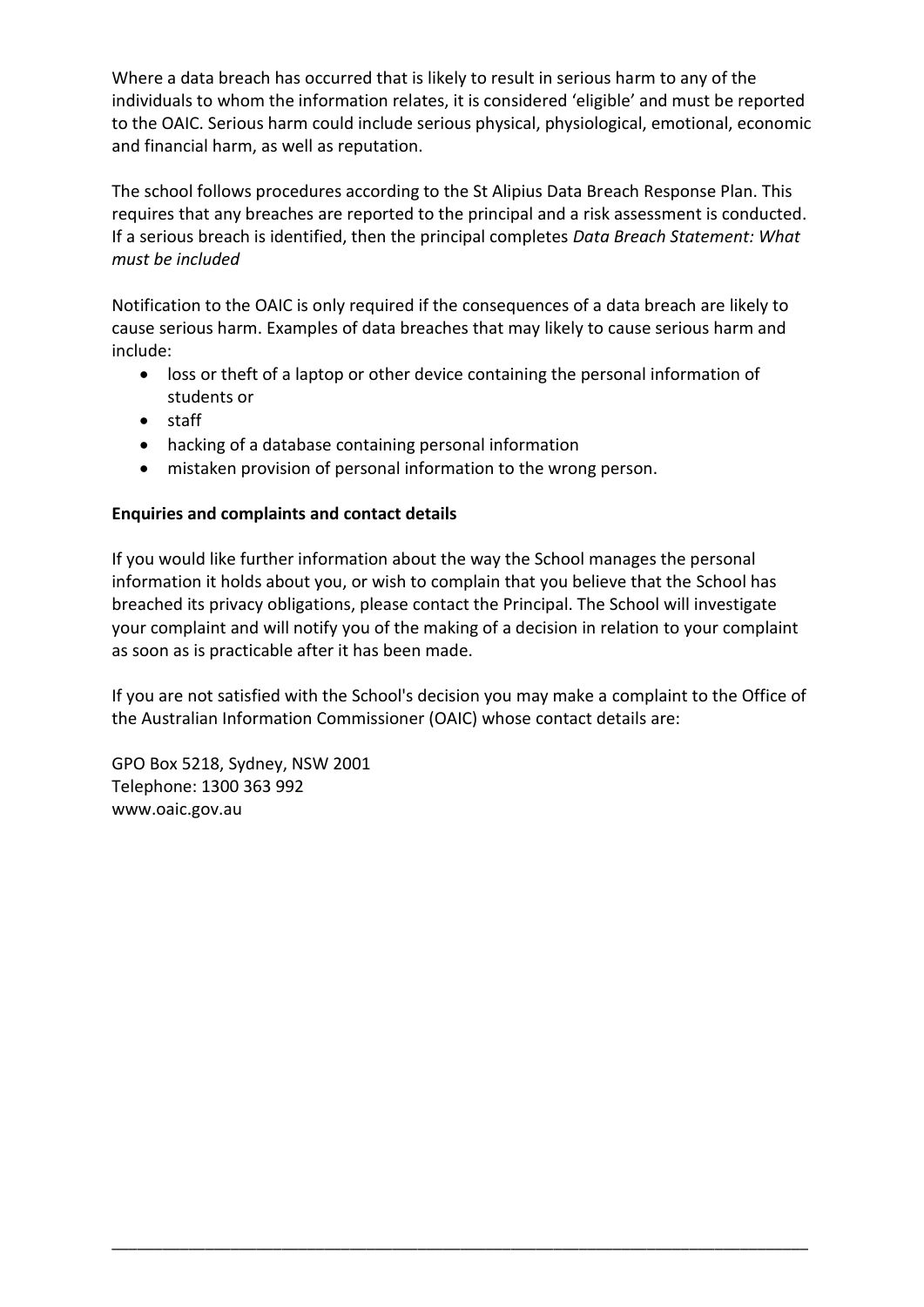Where a data breach has occurred that is likely to result in serious harm to any of the individuals to whom the information relates, it is considered 'eligible' and must be reported to the OAIC. Serious harm could include serious physical, physiological, emotional, economic and financial harm, as well as reputation.

The school follows procedures according to the St Alipius Data Breach Response Plan. This requires that any breaches are reported to the principal and a risk assessment is conducted. If a serious breach is identified, then the principal completes *Data Breach Statement: What must be included*

Notification to the OAIC is only required if the consequences of a data breach are likely to cause serious harm. Examples of data breaches that may likely to cause serious harm and include:

- loss or theft of a laptop or other device containing the personal information of students or
- staff
- hacking of a database containing personal information
- mistaken provision of personal information to the wrong person.

**Enquiries and complaints and contact details**

If you would like further information about the way the School manages the personal information it holds about you, or wish to complain that you believe that the School has breached its privacy obligations, please contact the Principal. The School will investigate your complaint and will notify you of the making of a decision in relation to your complaint as soon as is practicable after it has been made.

If you are not satisfied with the School's decision you may make a complaint to the Office of the Australian Information Commissioner (OAIC) whose contact details are:

GPO Box 5218, Sydney, NSW 2001
Telephone: 1300 363 992
www.oaic.gov.au